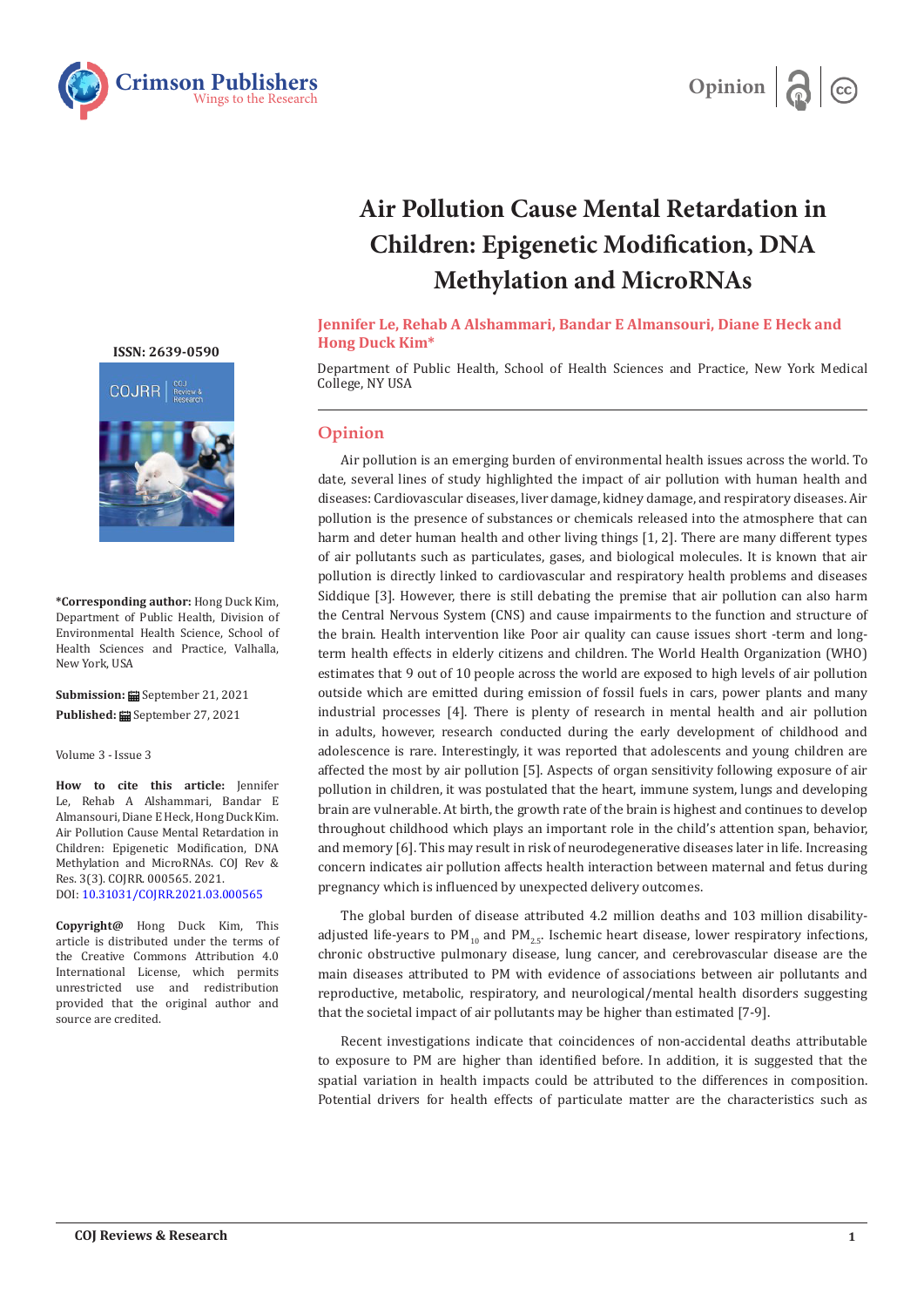Opinion

# Air Pollution Cause Mental Retardation in Children: Epigenetic Modification, DNA Methylation and MicroRNAs

**Jennifer Le, Rehab A Alshammari, Bandar E Almansouri, Diane E Heck and Hong Duck Kim***

Department of Public Health, School of Health Sciences and Practice, New York Medical College, NY USA

**ISSN: 2639-0590**

***Corresponding author:** Hong Duck Kim, Department of Public Health, Division of Environmental Health Science, School of Health Sciences and Practice, Valhalla, New York, USA

**Submission:** September 21, 2021

**Published:** September 27, 2021

Volume 3 - Issue 3

**How to cite this article:** Jennifer Le, Rehab A Alshammari, Bandar E Almansouri, Diane E Heck, Hong Duck Kim. Air Pollution Cause Mental Retardation in Children: Epigenetic Modification, DNA Methylation and MicroRNAs. COJ Rev & Res. 3(3). COJRR. 000565. 2021. DOI: 10.31031/COJRR.2021.03.000565

**Copyright@** Hong Duck Kim, This article is distributed under the terms of the Creative Commons Attribution 4.0 International License, which permits unrestricted use and redistribution provided that the original author and source are credited.

## Opinion

Air pollution is an emerging burden of environmental health issues across the world. To date, several lines of study highlighted the impact of air pollution with human health and diseases: Cardiovascular diseases, liver damage, kidney damage, and respiratory diseases. Air pollution is the presence of substances or chemicals released into the atmosphere that can harm and deter human health and other living things [1, 2]. There are many different types of air pollutants such as particulates, gases, and biological molecules. It is known that air pollution is directly linked to cardiovascular and respiratory health problems and diseases Siddique [3]. However, there is still debating the premise that air pollution can also harm the Central Nervous System (CNS) and cause impairments to the function and structure of the brain. Health intervention like Poor air quality can cause issues short -term and long-term health effects in elderly citizens and children. The World Health Organization (WHO) estimates that 9 out of 10 people across the world are exposed to high levels of air pollution outside which are emitted during emission of fossil fuels in cars, power plants and many industrial processes [4]. There is plenty of research in mental health and air pollution in adults, however, research conducted during the early development of childhood and adolescence is rare. Interestingly, it was reported that adolescents and young children are affected the most by air pollution [5]. Aspects of organ sensitivity following exposure of air pollution in children, it was postulated that the heart, immune system, lungs and developing brain are vulnerable. At birth, the growth rate of the brain is highest and continues to develop throughout childhood which plays an important role in the child's attention span, behavior, and memory [6]. This may result in risk of neurodegenerative diseases later in life. Increasing concern indicates air pollution affects health interaction between maternal and fetus during pregnancy which is influenced by unexpected delivery outcomes.

The global burden of disease attributed 4.2 million deaths and 103 million disability-adjusted life-years to $PM_{10}$ and $PM_{2.5}$. Ischemic heart disease, lower respiratory infections, chronic obstructive pulmonary disease, lung cancer, and cerebrovascular disease are the main diseases attributed to PM with evidence of associations between air pollutants and reproductive, metabolic, respiratory, and neurological/mental health disorders suggesting that the societal impact of air pollutants may be higher than estimated [7-9].

Recent investigations indicate that coincidences of non-accidental deaths attributable to exposure to PM are higher than identified before. In addition, it is suggested that the spatial variation in health impacts could be attributed to the differences in composition. Potential drivers for health effects of particulate matter are the characteristics such as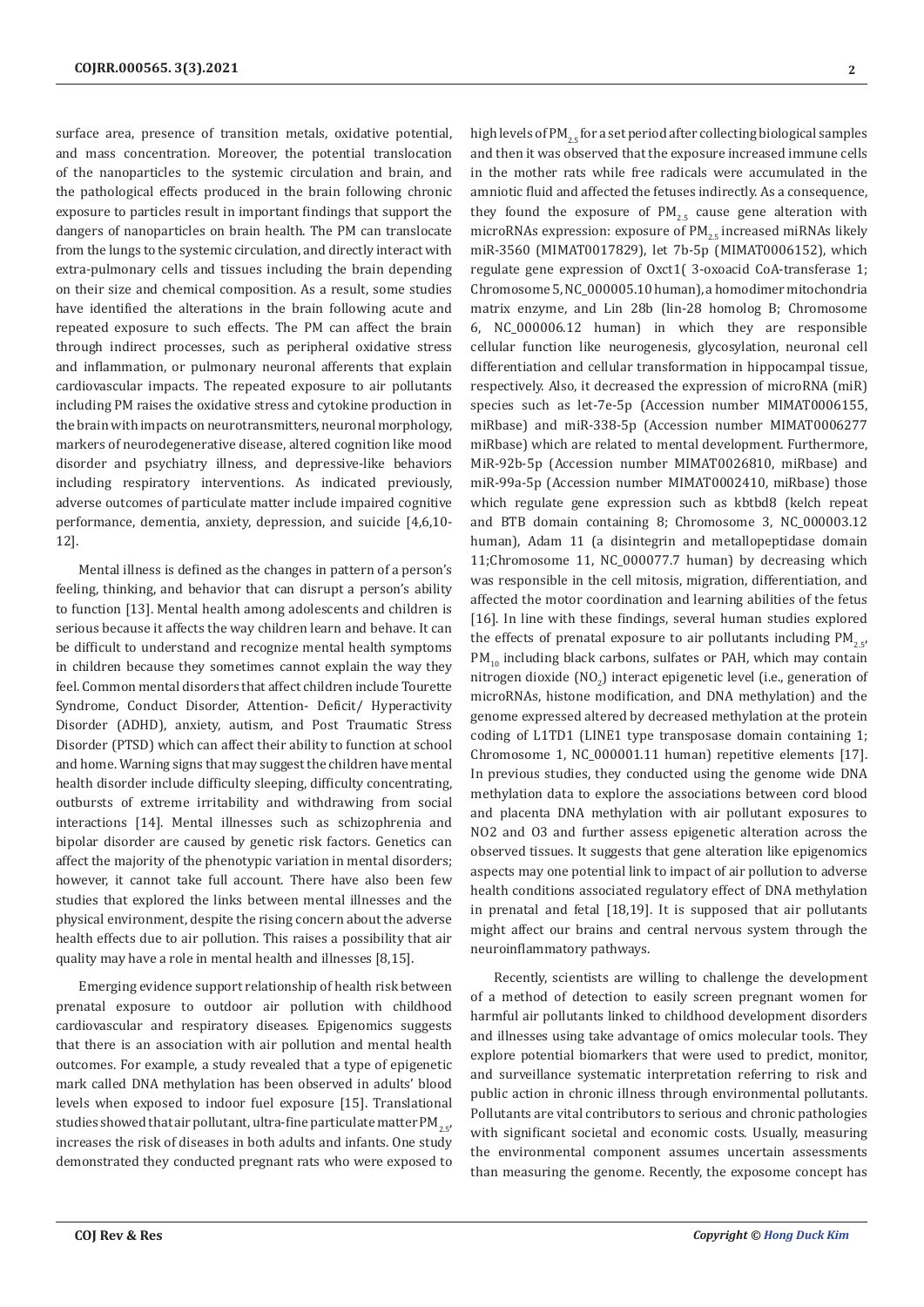surface area, presence of transition metals, oxidative potential, and mass concentration. Moreover, the potential translocation of the nanoparticles to the systemic circulation and brain, and the pathological effects produced in the brain following chronic exposure to particles result in important findings that support the dangers of nanoparticles on brain health. The PM can translocate from the lungs to the systemic circulation, and directly interact with extra-pulmonary cells and tissues including the brain depending on their size and chemical composition. As a result, some studies have identified the alterations in the brain following acute and repeated exposure to such effects. The PM can affect the brain through indirect processes, such as peripheral oxidative stress and inflammation, or pulmonary neuronal afferents that explain cardiovascular impacts. The repeated exposure to air pollutants including PM raises the oxidative stress and cytokine production in the brain with impacts on neurotransmitters, neuronal morphology, markers of neurodegenerative disease, altered cognition like mood disorder and psychiatry illness, and depressive-like behaviors including respiratory interventions. As indicated previously, adverse outcomes of particulate matter include impaired cognitive performance, dementia, anxiety, depression, and suicide [4,6,10-12].

Mental illness is defined as the changes in pattern of a person's feeling, thinking, and behavior that can disrupt a person's ability to function [13]. Mental health among adolescents and children is serious because it affects the way children learn and behave. It can be difficult to understand and recognize mental health symptoms in children because they sometimes cannot explain the way they feel. Common mental disorders that affect children include Tourette Syndrome, Conduct Disorder, Attention- Deficit/ Hyperactivity Disorder (ADHD), anxiety, autism, and Post Traumatic Stress Disorder (PTSD) which can affect their ability to function at school and home. Warning signs that may suggest the children have mental health disorder include difficulty sleeping, difficulty concentrating, outbursts of extreme irritability and withdrawing from social interactions [14]. Mental illnesses such as schizophrenia and bipolar disorder are caused by genetic risk factors. Genetics can affect the majority of the phenotypic variation in mental disorders; however, it cannot take full account. There have also been few studies that explored the links between mental illnesses and the physical environment, despite the rising concern about the adverse health effects due to air pollution. This raises a possibility that air quality may have a role in mental health and illnesses [8,15].

Emerging evidence support relationship of health risk between prenatal exposure to outdoor air pollution with childhood cardiovascular and respiratory diseases. Epigenomics suggests that there is an association with air pollution and mental health outcomes. For example, a study revealed that a type of epigenetic mark called DNA methylation has been observed in adults' blood levels when exposed to indoor fuel exposure [15]. Translational studies showed that air pollutant, ultra-fine particulate matter $PM_{2.5}$, increases the risk of diseases in both adults and infants. One study demonstrated they conducted pregnant rats who were exposed to high levels of $PM_{2.5}$ for a set period after collecting biological samples and then it was observed that the exposure increased immune cells in the mother rats while free radicals were accumulated in the amniotic fluid and affected the fetuses indirectly. As a consequence, they found the exposure of $PM_{2.5}$ cause gene alteration with microRNAs expression: exposure of $PM_{2.5}$ increased miRNAs likely miR-3560 (MIMAT0017829), let 7b-5p (MIMAT0006152), which regulate gene expression of Oxct1( 3-oxoacid CoA-transferase 1; Chromosome 5, NC_000005.10 human), a homodimer mitochondria matrix enzyme, and Lin 28b (lin-28 homolog B; Chromosome 6, NC_000006.12 human) in which they are responsible cellular function like neurogenesis, glycosylation, neuronal cell differentiation and cellular transformation in hippocampal tissue, respectively. Also, it decreased the expression of microRNA (miR) species such as let-7e-5p (Accession number MIMAT0006155, miRbase) and miR-338-5p (Accession number MIMAT0006277 miRbase) which are related to mental development. Furthermore, MiR-92b-5p (Accession number MIMAT0026810, miRbase) and miR-99a-5p (Accession number MIMAT0002410, miRbase) those which regulate gene expression such as kbtbd8 (kelch repeat and BTB domain containing 8; Chromosome 3, NC_000003.12 human), Adam 11 (a disintegrin and metallopeptidase domain 11;Chromosome 11, NC_000077.7 human) by decreasing which was responsible in the cell mitosis, migration, differentiation, and affected the motor coordination and learning abilities of the fetus [16]. In line with these findings, several human studies explored the effects of prenatal exposure to air pollutants including $PM_{2.5}$, $PM_{10}$ including black carbons, sulfates or PAH, which may contain nitrogen dioxide ($NO_2$) interact epigenetic level (i.e., generation of microRNAs, histone modification, and DNA methylation) and the genome expressed altered by decreased methylation at the protein coding of L1TD1 (LINE1 type transposase domain containing 1; Chromosome 1, NC_000001.11 human) repetitive elements [17]. In previous studies, they conducted using the genome wide DNA methylation data to explore the associations between cord blood and placenta DNA methylation with air pollutant exposures to NO2 and O3 and further assess epigenetic alteration across the observed tissues. It suggests that gene alteration like epigenomics aspects may one potential link to impact of air pollution to adverse health conditions associated regulatory effect of DNA methylation in prenatal and fetal [18,19]. It is supposed that air pollutants might affect our brains and central nervous system through the neuroinflammatory pathways.

Recently, scientists are willing to challenge the development of a method of detection to easily screen pregnant women for harmful air pollutants linked to childhood development disorders and illnesses using take advantage of omics molecular tools. They explore potential biomarkers that were used to predict, monitor, and surveillance systematic interpretation referring to risk and public action in chronic illness through environmental pollutants. Pollutants are vital contributors to serious and chronic pathologies with significant societal and economic costs. Usually, measuring the environmental component assumes uncertain assessments than measuring the genome. Recently, the exposome concept has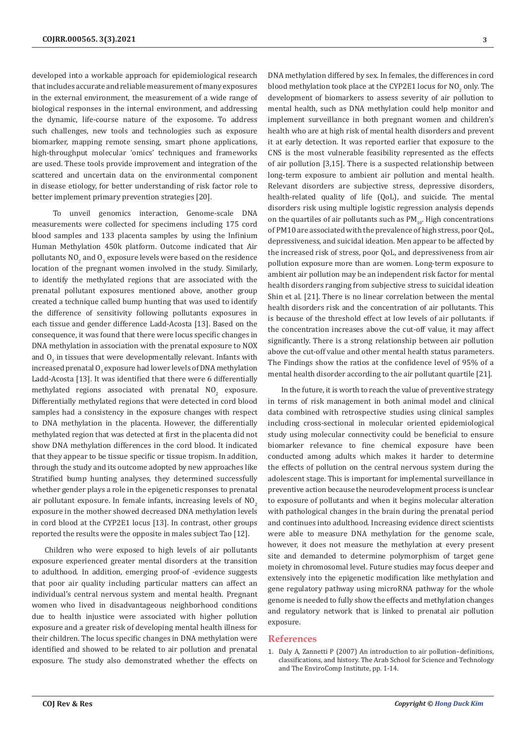developed into a workable approach for epidemiological research that includes accurate and reliable measurement of many exposures in the external environment, the measurement of a wide range of biological responses in the internal environment, and addressing the dynamic, life-course nature of the exposome. To address such challenges, new tools and technologies such as exposure biomarker, mapping remote sensing, smart phone applications, high-throughput molecular 'omics' techniques and frameworks are used. These tools provide improvement and integration of the scattered and uncertain data on the environmental component in disease etiology, for better understanding of risk factor role to better implement primary prevention strategies [20].

To unveil genomics interaction, Genome-scale DNA measurements were collected for specimens including 175 cord blood samples and 133 placenta samples by using the Infinium Human Methylation 450k platform. Outcome indicated that Air pollutants $NO_2$ and $O_3$ exposure levels were based on the residence location of the pregnant women involved in the study. Similarly, to identify the methylated regions that are associated with the prenatal pollutant exposures mentioned above, another group created a technique called bump hunting that was used to identify the difference of sensitivity following pollutants exposures in each tissue and gender difference Ladd-Acosta [13]. Based on the consequence, it was found that there were locus specific changes in DNA methylation in association with the prenatal exposure to NOX and $O_3$ in tissues that were developmentally relevant. Infants with increased prenatal $O_3$ exposure had lower levels of DNA methylation Ladd-Acosta [13]. It was identified that there were 6 differentially methylated regions associated with prenatal $NO_2$ exposure. Differentially methylated regions that were detected in cord blood samples had a consistency in the exposure changes with respect to DNA methylation in the placenta. However, the differentially methylated region that was detected at first in the placenta did not show DNA methylation differences in the cord blood. It indicated that they appear to be tissue specific or tissue tropism. In addition, through the study and its outcome adopted by new approaches like Stratified bump hunting analyses, they determined successfully whether gender plays a role in the epigenetic responses to prenatal air pollutant exposure. In female infants, increasing levels of $NO_2$ exposure in the mother showed decreased DNA methylation levels in cord blood at the CYP2E1 locus [13]. In contrast, other groups reported the results were the opposite in males subject Tao [12].

Children who were exposed to high levels of air pollutants exposure experienced greater mental disorders at the transition to adulthood. In addition, emerging proof-of -evidence suggests that poor air quality including particular matters can affect an individual's central nervous system and mental health. Pregnant women who lived in disadvantageous neighborhood conditions due to health injustice were associated with higher pollution exposure and a greater risk of developing mental health illness for their children. The locus specific changes in DNA methylation were identified and showed to be related to air pollution and prenatal exposure. The study also demonstrated whether the effects on DNA methylation differed by sex. In females, the differences in cord blood methylation took place at the CYP2E1 locus for $NO_2$ only. The development of biomarkers to assess severity of air pollution to mental health, such as DNA methylation could help monitor and implement surveillance in both pregnant women and children's health who are at high risk of mental health disorders and prevent it at early detection. It was reported earlier that exposure to the CNS is the most vulnerable feasibility represented as the effects of air pollution [3,15]. There is a suspected relationship between long-term exposure to ambient air pollution and mental health. Relevant disorders are subjective stress, depressive disorders, health-related quality of life (QoL), and suicide. The mental disorders risk using multiple logistic regression analysis depends on the quartiles of air pollutants such as $PM_{10}$. High concentrations of PM10 are associated with the prevalence of high stress, poor QoL, depressiveness, and suicidal ideation. Men appear to be affected by the increased risk of stress, poor QoL, and depressiveness from air pollution exposure more than are women. Long-term exposure to ambient air pollution may be an independent risk factor for mental health disorders ranging from subjective stress to suicidal ideation Shin et al. [21]. There is no linear correlation between the mental health disorders risk and the concentration of air pollutants. This is because of the threshold effect at low levels of air pollutants. if the concentration increases above the cut-off value, it may affect significantly. There is a strong relationship between air pollution above the cut-off value and other mental health status parameters. The Findings show the ratios at the confidence level of 95% of a mental health disorder according to the air pollutant quartile [21].

In the future, it is worth to reach the value of preventive strategy in terms of risk management in both animal model and clinical data combined with retrospective studies using clinical samples including cross-sectional in molecular oriented epidemiological study using molecular connectivity could be beneficial to ensure biomarker relevance to fine chemical exposure have been conducted among adults which makes it harder to determine the effects of pollution on the central nervous system during the adolescent stage. This is important for implemental surveillance in preventive action because the neurodevelopment process is unclear to exposure of pollutants and when it begins molecular alteration with pathological changes in the brain during the prenatal period and continues into adulthood. Increasing evidence direct scientists were able to measure DNA methylation for the genome scale, however, it does not measure the methylation at every present site and demanded to determine polymorphism of target gene moiety in chromosomal level. Future studies may focus deeper and extensively into the epigenetic modification like methylation and gene regulatory pathway using microRNA pathway for the whole genome is needed to fully show the effects and methylation changes and regulatory network that is linked to prenatal air pollution exposure.

## References

1. Daly A, Zannetti P (2007) An introduction to air pollution–definitions, classifications, and history. The Arab School for Science and Technology and The EnviroComp Institute, pp. 1-14.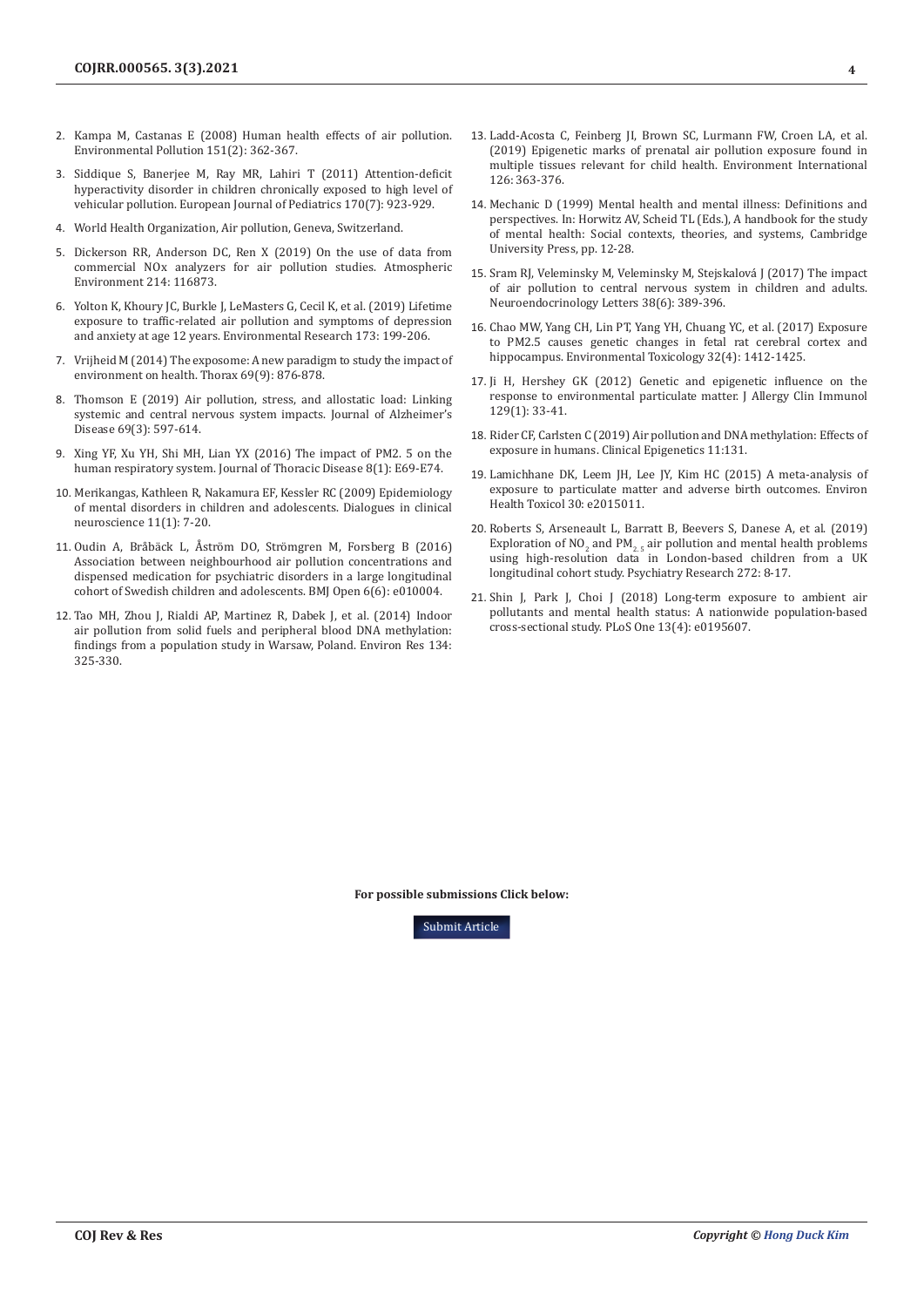2. Kampa M, Castanas E (2008) Human health effects of air pollution. Environmental Pollution 151(2): 362-367.
3. Siddique S, Banerjee M, Ray MR, Lahiri T (2011) Attention-deficit hyperactivity disorder in children chronically exposed to high level of vehicular pollution. European Journal of Pediatrics 170(7): 923-929.
4. World Health Organization, Air pollution, Geneva, Switzerland.
5. Dickerson RR, Anderson DC, Ren X (2019) On the use of data from commercial NOx analyzers for air pollution studies. Atmospheric Environment 214: 116873.
6. Yolton K, Khoury JC, Burkle J, LeMasters G, Cecil K, et al. (2019) Lifetime exposure to traffic-related air pollution and symptoms of depression and anxiety at age 12 years. Environmental Research 173: 199-206.
7. Vrijheid M (2014) The exposome: A new paradigm to study the impact of environment on health. Thorax 69(9): 876-878.
8. Thomson E (2019) Air pollution, stress, and allostatic load: Linking systemic and central nervous system impacts. Journal of Alzheimer's Disease 69(3): 597-614.
9. Xing YF, Xu YH, Shi MH, Lian YX (2016) The impact of PM2. 5 on the human respiratory system. Journal of Thoracic Disease 8(1): E69-E74.
10. Merikangas, Kathleen R, Nakamura EF, Kessler RC (2009) Epidemiology of mental disorders in children and adolescents. Dialogues in clinical neuroscience 11(1): 7-20.
11. Oudin A, Bråbäck L, Åström DO, Strömgren M, Forsberg B (2016) Association between neighbourhood air pollution concentrations and dispensed medication for psychiatric disorders in a large longitudinal cohort of Swedish children and adolescents. BMJ Open 6(6): e010004.
12. Tao MH, Zhou J, Rialdi AP, Martinez R, Dabek J, et al. (2014) Indoor air pollution from solid fuels and peripheral blood DNA methylation: findings from a population study in Warsaw, Poland. Environ Res 134: 325-330.
13. Ladd-Acosta C, Feinberg JI, Brown SC, Lurmann FW, Croen LA, et al. (2019) Epigenetic marks of prenatal air pollution exposure found in multiple tissues relevant for child health. Environment International 126: 363-376.
14. Mechanic D (1999) Mental health and mental illness: Definitions and perspectives. In: Horwitz AV, Scheid TL (Eds.), A handbook for the study of mental health: Social contexts, theories, and systems, Cambridge University Press, pp. 12-28.
15. Sram RJ, Veleminsky M, Veleminsky M, Stejskalová J (2017) The impact of air pollution to central nervous system in children and adults. Neuroendocrinology Letters 38(6): 389-396.
16. Chao MW, Yang CH, Lin PT, Yang YH, Chuang YC, et al. (2017) Exposure to PM2.5 causes genetic changes in fetal rat cerebral cortex and hippocampus. Environmental Toxicology 32(4): 1412-1425.
17. Ji H, Hershey GK (2012) Genetic and epigenetic influence on the response to environmental particulate matter. J Allergy Clin Immunol 129(1): 33-41.
18. Rider CF, Carlsten C (2019) Air pollution and DNA methylation: Effects of exposure in humans. Clinical Epigenetics 11:131.
19. Lamichhane DK, Leem JH, Lee JY, Kim HC (2015) A meta-analysis of exposure to particulate matter and adverse birth outcomes. Environ Health Toxicol 30: e2015011.
20. Roberts S, Arseneault L, Barratt B, Beevers S, Danese A, et al. (2019) Exploration of $NO_2$ and $PM_{2.5}$ air pollution and mental health problems using high-resolution data in London-based children from a UK longitudinal cohort study. Psychiatry Research 272: 8-17.
21. Shin J, Park J, Choi J (2018) Long-term exposure to ambient air pollutants and mental health status: A nationwide population-based cross-sectional study. PLoS One 13(4): e0195607.

**For possible submissions Click below:**

Submit Article